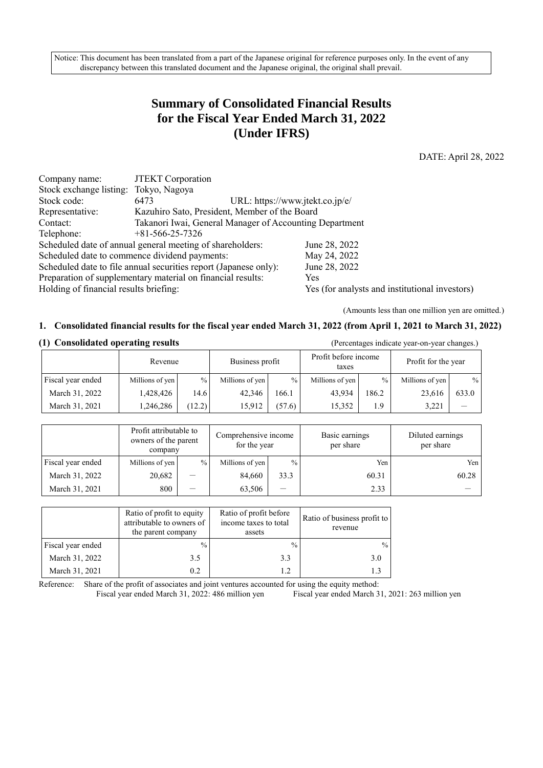Notice: This document has been translated from a part of the Japanese original for reference purposes only. In the event of any discrepancy between this translated document and the Japanese original, the original shall prevail.

# Summary of Consolidated Financial Results for the Fiscal Year Ended March 31, 2022 (Under IFRS)

DATE: April 28, 2022

Company name: JTEKT Corporation
Stock exchange listing: Tokyo, Nagoya
Stock code: 6473 URL: https://www.jtekt.co.jp/e/
Representative: Kazuhiro Sato, President, Member of the Board
Contact: Takanori Iwai, General Manager of Accounting Department
Telephone: +81-566-25-7326
Scheduled date of annual general meeting of shareholders: June 28, 2022
Scheduled date to commence dividend payments: May 24, 2022
Scheduled date to file annual securities report (Japanese only): June 28, 2022
Preparation of supplementary material on financial results: Yes
Holding of financial results briefing: Yes (for analysts and institutional investors)

(Amounts less than one million yen are omitted.)

## 1. Consolidated financial results for the fiscal year ended March 31, 2022 (from April 1, 2021 to March 31, 2022)

### (1) Consolidated operating results

(Percentages indicate year-on-year changes.)

| | Revenue | | Business profit | | Profit before income taxes | | Profit for the year | |
|---|---|---|---|---|---|---|---|---|
| Fiscal year ended | Millions of yen | % | Millions of yen | % | Millions of yen | % | Millions of yen | % |
| March 31, 2022 | 1,428,426 | 14.6 | 42,346 | 166.1 | 43,934 | 186.2 | 23,616 | 633.0 |
| March 31, 2021 | 1,246,286 | (12.2) | 15,912 | (57.6) | 15,352 | 1.9 | 3,221 | ― |

| | Profit attributable to owners of the parent company | | Comprehensive income for the year | | Basic earnings per share | Diluted earnings per share |
|---|---|---|---|---|---|---|
| Fiscal year ended | Millions of yen | % | Millions of yen | % | Yen | Yen |
| March 31, 2022 | 20,682 | ― | 84,660 | 33.3 | 60.31 | 60.28 |
| March 31, 2021 | 800 | ― | 63,506 | ― | 2.33 | ― |

| | Ratio of profit to equity attributable to owners of the parent company | Ratio of profit before income taxes to total assets | Ratio of business profit to revenue |
|---|---|---|---|
| Fiscal year ended | % | % | % |
| March 31, 2022 | 3.5 | 3.3 | 3.0 |
| March 31, 2021 | 0.2 | 1.2 | 1.3 |

Reference: Share of the profit of associates and joint ventures accounted for using the equity method:
Fiscal year ended March 31, 2022: 486 million yen Fiscal year ended March 31, 2021: 263 million yen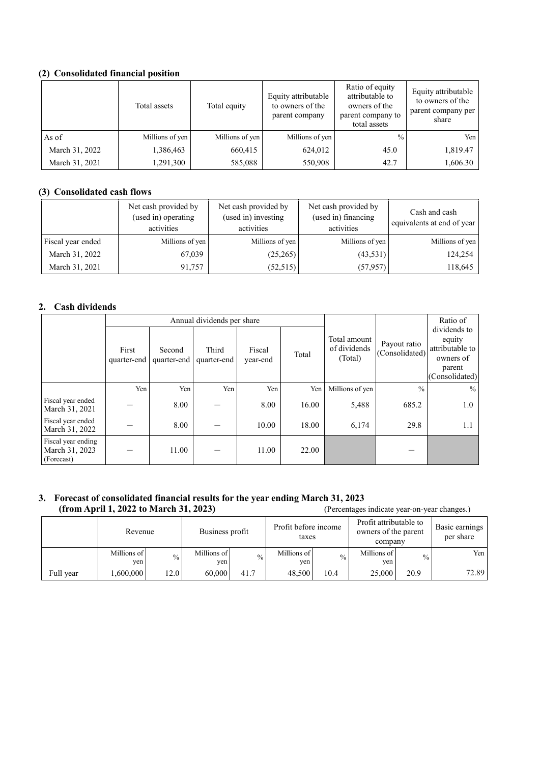### (2) Consolidated financial position

| | Total assets | Total equity | Equity attributable to owners of the parent company | Ratio of equity attributable to owners of the parent company to total assets | Equity attributable to owners of the parent company per share |
|---|---|---|---|---|---|
| As of | Millions of yen | Millions of yen | Millions of yen | % | Yen |
| March 31, 2022 | 1,386,463 | 660,415 | 624,012 | 45.0 | 1,819.47 |
| March 31, 2021 | 1,291,300 | 585,088 | 550,908 | 42.7 | 1,606.30 |

### (3) Consolidated cash flows

| | Net cash provided by (used in) operating activities | Net cash provided by (used in) investing activities | Net cash provided by (used in) financing activities | Cash and cash equivalents at end of year |
|---|---|---|---|---|
| Fiscal year ended | Millions of yen | Millions of yen | Millions of yen | Millions of yen |
| March 31, 2022 | 67,039 | (25,265) | (43,531) | 124,254 |
| March 31, 2021 | 91,757 | (52,515) | (57,957) | 118,645 |

## 2. Cash dividends

| | Annual dividends per share | | | | | Total amount of dividends (Total) | Payout ratio (Consolidated) | Ratio of dividends to equity attributable to owners of parent (Consolidated) |
|---|---|---|---|---|---|---|---|---|
| | First quarter-end | Second quarter-end | Third quarter-end | Fiscal year-end | Total | | | |
| | Yen | Yen | Yen | Yen | Yen | Millions of yen | % | % |
| Fiscal year ended March 31, 2021 | — | 8.00 | — | 8.00 | 16.00 | 5,488 | 685.2 | 1.0 |
| Fiscal year ended March 31, 2022 | — | 8.00 | — | 10.00 | 18.00 | 6,174 | 29.8 | 1.1 |
| Fiscal year ending March 31, 2023 (Forecast) | — | 11.00 | — | 11.00 | 22.00 | | — | |

## 3. Forecast of consolidated financial results for the year ending March 31, 2023 (from April 1, 2022 to March 31, 2023)

(Percentages indicate year-on-year changes.)

| | Revenue | | Business profit | | Profit before income taxes | | Profit attributable to owners of the parent company | | Basic earnings per share |
|---|---|---|---|---|---|---|---|---|---|
| | Millions of yen | % | Millions of yen | % | Millions of yen | % | Millions of yen | % | Yen |
| Full year | 1,600,000 | 12.0 | 60,000 | 41.7 | 48,500 | 10.4 | 25,000 | 20.9 | 72.89 |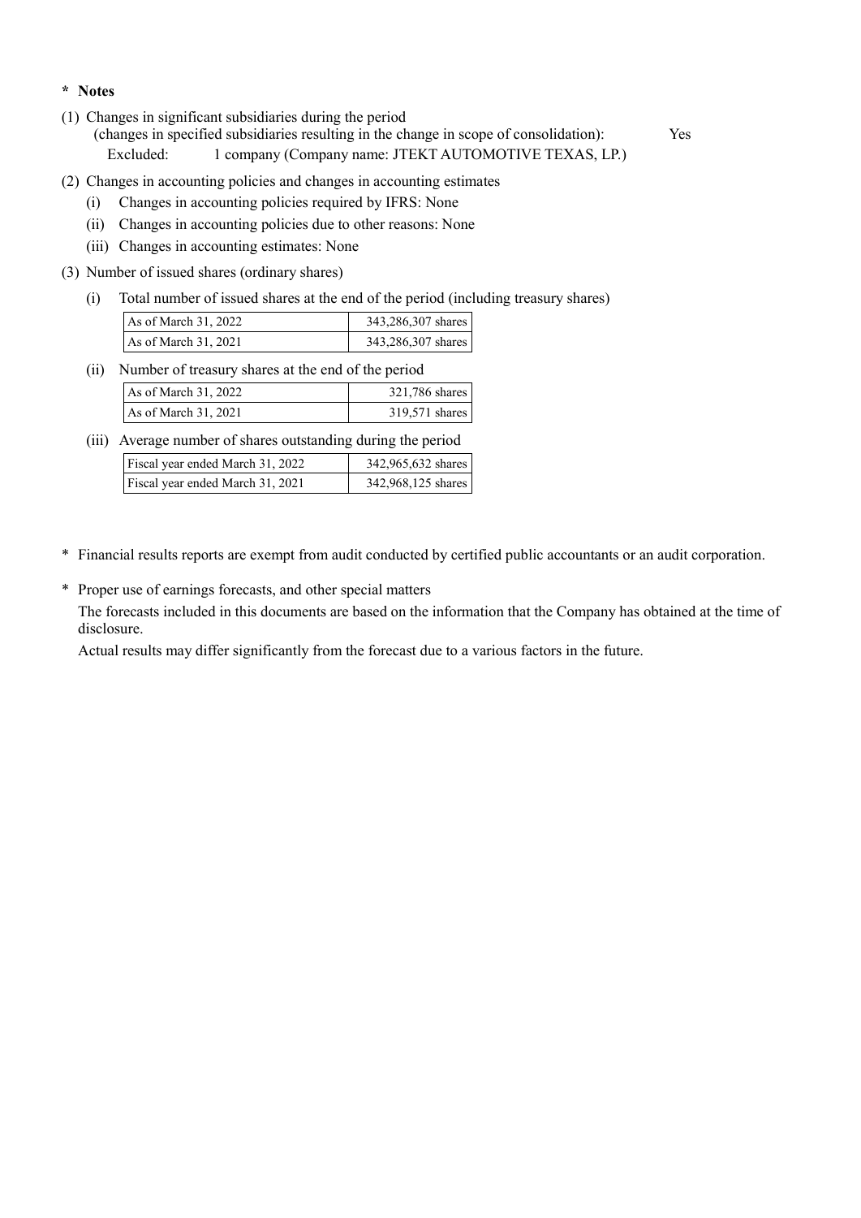**\* Notes**

(1) Changes in significant subsidiaries during the period
(changes in specified subsidiaries resulting in the change in scope of consolidation): Yes
Excluded: 1 company (Company name: JTEKT AUTOMOTIVE TEXAS, LP.)

(2) Changes in accounting policies and changes in accounting estimates

(i) Changes in accounting policies required by IFRS: None
(ii) Changes in accounting policies due to other reasons: None
(iii) Changes in accounting estimates: None

(3) Number of issued shares (ordinary shares)

(i) Total number of issued shares at the end of the period (including treasury shares)

| | |
|---|---|
| As of March 31, 2022 | 343,286,307 shares |
| As of March 31, 2021 | 343,286,307 shares |

(ii) Number of treasury shares at the end of the period

| | |
|---|---|
| As of March 31, 2022 | 321,786 shares |
| As of March 31, 2021 | 319,571 shares |

(iii) Average number of shares outstanding during the period

| | |
|---|---|
| Fiscal year ended March 31, 2022 | 342,965,632 shares |
| Fiscal year ended March 31, 2021 | 342,968,125 shares |

\* Financial results reports are exempt from audit conducted by certified public accountants or an audit corporation.

\* Proper use of earnings forecasts, and other special matters

The forecasts included in this documents are based on the information that the Company has obtained at the time of disclosure.

Actual results may differ significantly from the forecast due to a various factors in the future.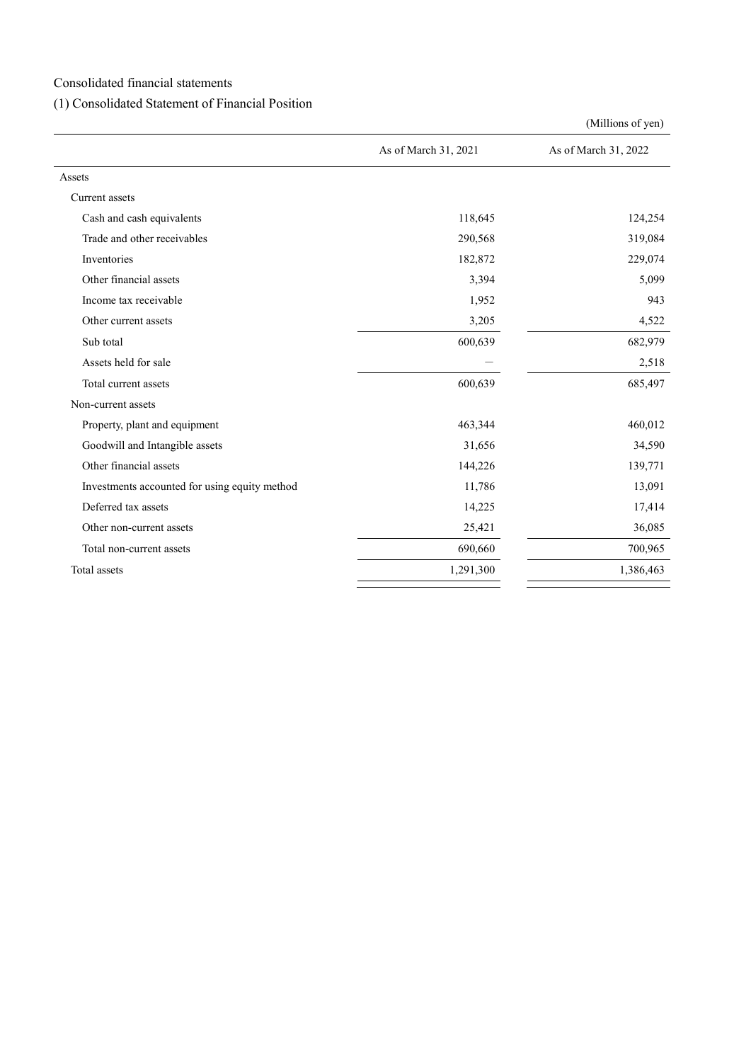Consolidated financial statements

(1) Consolidated Statement of Financial Position

(Millions of yen)

| | As of March 31, 2021 | As of March 31, 2022 |
|---|---|---|
| Assets | | |
| Current assets | | |
| Cash and cash equivalents | 118,645 | 124,254 |
| Trade and other receivables | 290,568 | 319,084 |
| Inventories | 182,872 | 229,074 |
| Other financial assets | 3,394 | 5,099 |
| Income tax receivable | 1,952 | 943 |
| Other current assets | 3,205 | 4,522 |
| Sub total | 600,639 | 682,979 |
| Assets held for sale | — | 2,518 |
| Total current assets | 600,639 | 685,497 |
| Non-current assets | | |
| Property, plant and equipment | 463,344 | 460,012 |
| Goodwill and Intangible assets | 31,656 | 34,590 |
| Other financial assets | 144,226 | 139,771 |
| Investments accounted for using equity method | 11,786 | 13,091 |
| Deferred tax assets | 14,225 | 17,414 |
| Other non-current assets | 25,421 | 36,085 |
| Total non-current assets | 690,660 | 700,965 |
| Total assets | 1,291,300 | 1,386,463 |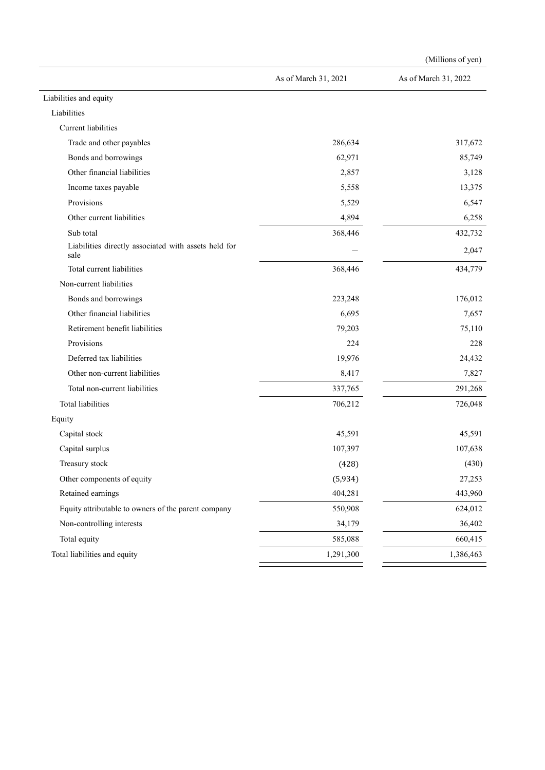(Millions of yen)

| | As of March 31, 2021 | As of March 31, 2022 |
|---|---|---|
| Liabilities and equity | | |
| Liabilities | | |
| Current liabilities | | |
| Trade and other payables | 286,634 | 317,672 |
| Bonds and borrowings | 62,971 | 85,749 |
| Other financial liabilities | 2,857 | 3,128 |
| Income taxes payable | 5,558 | 13,375 |
| Provisions | 5,529 | 6,547 |
| Other current liabilities | 4,894 | 6,258 |
| Sub total | 368,446 | 432,732 |
| Liabilities directly associated with assets held for sale | — | 2,047 |
| Total current liabilities | 368,446 | 434,779 |
| Non-current liabilities | | |
| Bonds and borrowings | 223,248 | 176,012 |
| Other financial liabilities | 6,695 | 7,657 |
| Retirement benefit liabilities | 79,203 | 75,110 |
| Provisions | 224 | 228 |
| Deferred tax liabilities | 19,976 | 24,432 |
| Other non-current liabilities | 8,417 | 7,827 |
| Total non-current liabilities | 337,765 | 291,268 |
| Total liabilities | 706,212 | 726,048 |
| Equity | | |
| Capital stock | 45,591 | 45,591 |
| Capital surplus | 107,397 | 107,638 |
| Treasury stock | (428) | (430) |
| Other components of equity | (5,934) | 27,253 |
| Retained earnings | 404,281 | 443,960 |
| Equity attributable to owners of the parent company | 550,908 | 624,012 |
| Non-controlling interests | 34,179 | 36,402 |
| Total equity | 585,088 | 660,415 |
| Total liabilities and equity | 1,291,300 | 1,386,463 |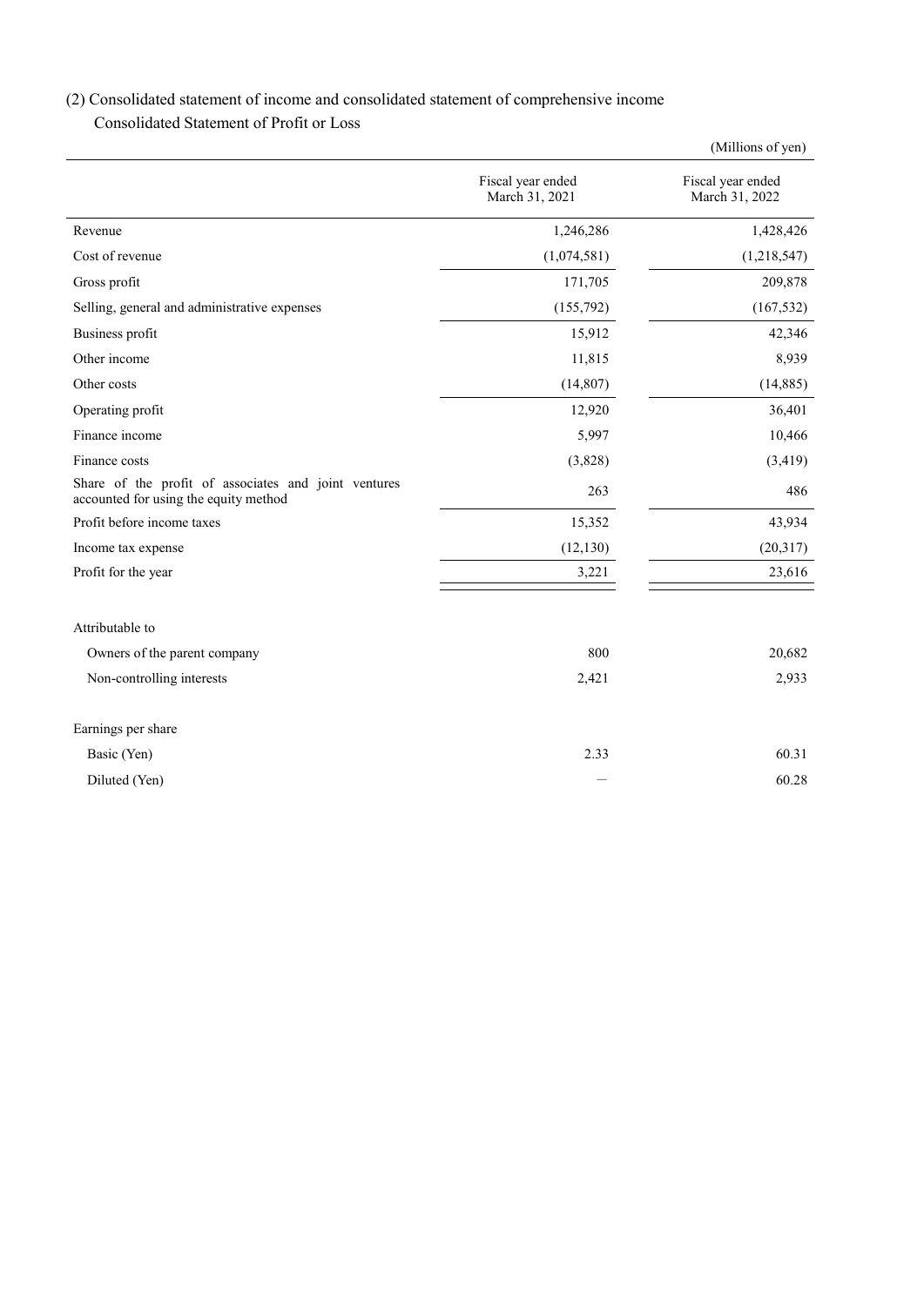## (2) Consolidated statement of income and consolidated statement of comprehensive income

### Consolidated Statement of Profit or Loss

(Millions of yen)

| | Fiscal year ended March 31, 2021 | Fiscal year ended March 31, 2022 |
|---|---|---|
| Revenue | 1,246,286 | 1,428,426 |
| Cost of revenue | (1,074,581) | (1,218,547) |
| Gross profit | 171,705 | 209,878 |
| Selling, general and administrative expenses | (155,792) | (167,532) |
| Business profit | 15,912 | 42,346 |
| Other income | 11,815 | 8,939 |
| Other costs | (14,807) | (14,885) |
| Operating profit | 12,920 | 36,401 |
| Finance income | 5,997 | 10,466 |
| Finance costs | (3,828) | (3,419) |
| Share of the profit of associates and joint ventures accounted for using the equity method | 263 | 486 |
| Profit before income taxes | 15,352 | 43,934 |
| Income tax expense | (12,130) | (20,317) |
| Profit for the year | 3,221 | 23,616 |
| | | |
| Attributable to | | |
| Owners of the parent company | 800 | 20,682 |
| Non-controlling interests | 2,421 | 2,933 |
| | | |
| Earnings per share | | |
| Basic (Yen) | 2.33 | 60.31 |
| Diluted (Yen) | — | 60.28 |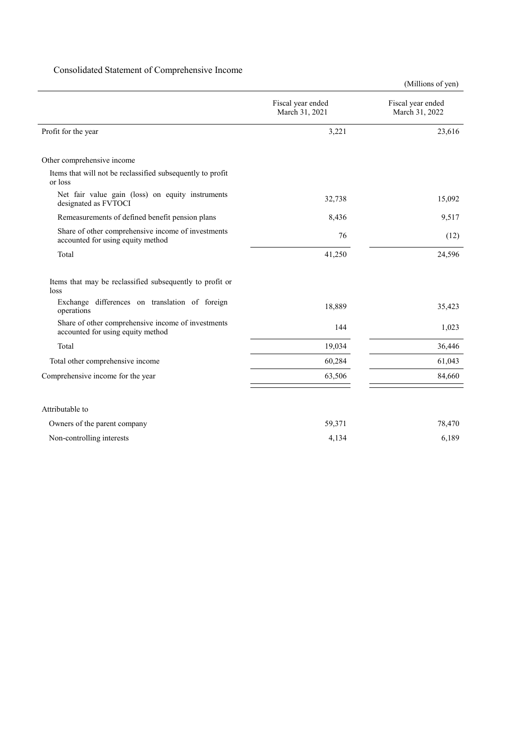## Consolidated Statement of Comprehensive Income

(Millions of yen)

| | Fiscal year ended March 31, 2021 | Fiscal year ended March 31, 2022 |
|---|---|---|
| Profit for the year | 3,221 | 23,616 |
| Other comprehensive income | | |
| Items that will not be reclassified subsequently to profit or loss | | |
| Net fair value gain (loss) on equity instruments designated as FVTOCI | 32,738 | 15,092 |
| Remeasurements of defined benefit pension plans | 8,436 | 9,517 |
| Share of other comprehensive income of investments accounted for using equity method | 76 | (12) |
| Total | 41,250 | 24,596 |
| Items that may be reclassified subsequently to profit or loss | | |
| Exchange differences on translation of foreign operations | 18,889 | 35,423 |
| Share of other comprehensive income of investments accounted for using equity method | 144 | 1,023 |
| Total | 19,034 | 36,446 |
| Total other comprehensive income | 60,284 | 61,043 |
| Comprehensive income for the year | 63,506 | 84,660 |
| Attributable to | | |
| Owners of the parent company | 59,371 | 78,470 |
| Non-controlling interests | 4,134 | 6,189 |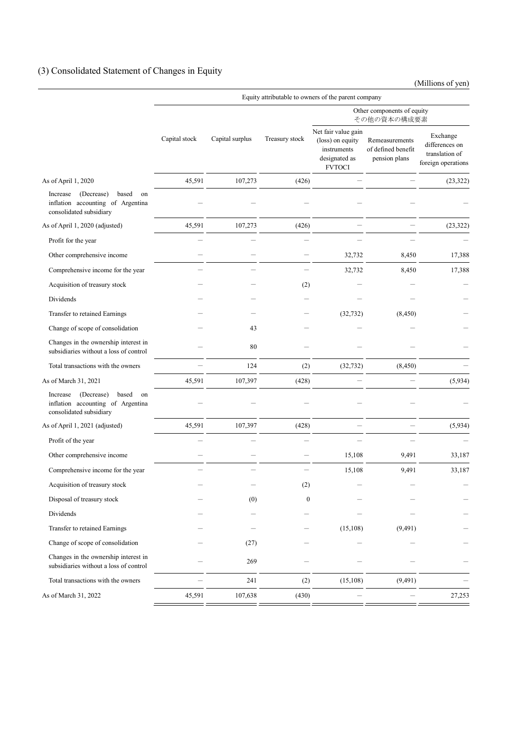## (3) Consolidated Statement of Changes in Equity

(Millions of yen)

| | Equity attributable to owners of the parent company | | | | | |
|---|---|---|---|---|---|---|
| | | | | Other components of equity その他の資本の構成要素 | | |
| | Capital stock | Capital surplus | Treasury stock | Net fair value gain (loss) on equity instruments designated as FVTOCI | Remeasurements of defined benefit pension plans | Exchange differences on translation of foreign operations |
| As of April 1, 2020 | 45,591 | 107,273 | (426) | – | – | (23,322) |
| Increase (Decrease) based on inflation accounting of Argentina consolidated subsidiary | – | – | – | – | – | – |
| As of April 1, 2020 (adjusted) | 45,591 | 107,273 | (426) | – | – | (23,322) |
| Profit for the year | – | – | – | – | – | – |
| Other comprehensive income | – | – | – | 32,732 | 8,450 | 17,388 |
| Comprehensive income for the year | – | – | – | 32,732 | 8,450 | 17,388 |
| Acquisition of treasury stock | – | – | (2) | – | – | – |
| Dividends | – | – | – | – | – | – |
| Transfer to retained Earnings | – | – | – | (32,732) | (8,450) | – |
| Change of scope of consolidation | – | 43 | – | – | – | – |
| Changes in the ownership interest in subsidiaries without a loss of control | – | 80 | – | – | – | – |
| Total transactions with the owners | – | 124 | (2) | (32,732) | (8,450) | – |
| As of March 31, 2021 | 45,591 | 107,397 | (428) | – | – | (5,934) |
| Increase (Decrease) based on inflation accounting of Argentina consolidated subsidiary | – | – | – | – | – | – |
| As of April 1, 2021 (adjusted) | 45,591 | 107,397 | (428) | – | – | (5,934) |
| Profit of the year | – | – | – | – | – | – |
| Other comprehensive income | – | – | – | 15,108 | 9,491 | 33,187 |
| Comprehensive income for the year | – | – | – | 15,108 | 9,491 | 33,187 |
| Acquisition of treasury stock | – | – | (2) | – | – | – |
| Disposal of treasury stock | – | (0) | 0 | – | – | – |
| Dividends | – | – | – | – | – | – |
| Transfer to retained Earnings | – | – | – | (15,108) | (9,491) | – |
| Change of scope of consolidation | – | (27) | – | – | – | – |
| Changes in the ownership interest in subsidiaries without a loss of control | – | 269 | – | – | – | – |
| Total transactions with the owners | – | 241 | (2) | (15,108) | (9,491) | – |
| As of March 31, 2022 | 45,591 | 107,638 | (430) | – | – | 27,253 |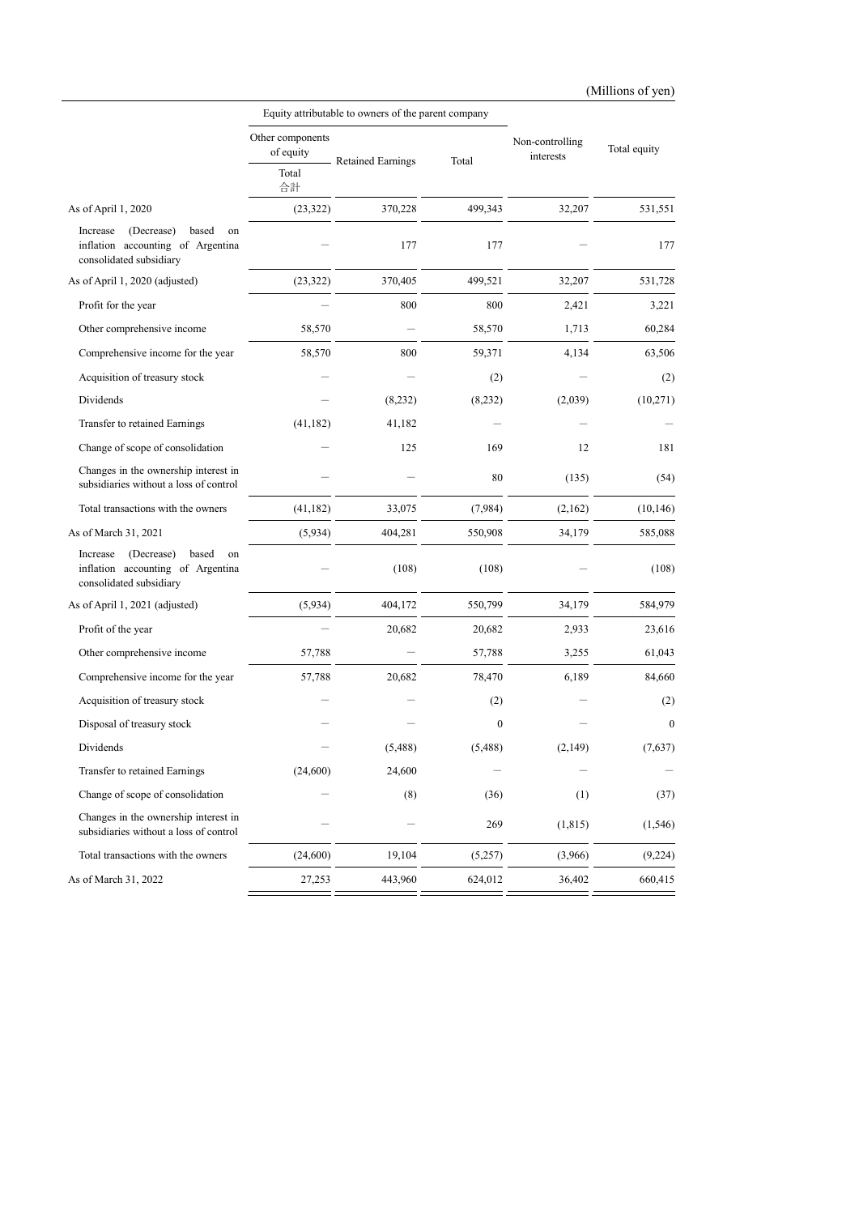(Millions of yen)

| | Equity attributable to owners of the parent company | | | Non-controlling interests | Total equity |
|---|---|---|---|---|---|
| | Other components of equity | Retained Earnings | Total | | |
| | Total 合計 | | | | |
| As of April 1, 2020 | (23,322) | 370,228 | 499,343 | 32,207 | 531,551 |
| Increase (Decrease) based on inflation accounting of Argentina consolidated subsidiary | － | 177 | 177 | － | 177 |
| As of April 1, 2020 (adjusted) | (23,322) | 370,405 | 499,521 | 32,207 | 531,728 |
| Profit for the year | － | 800 | 800 | 2,421 | 3,221 |
| Other comprehensive income | 58,570 | － | 58,570 | 1,713 | 60,284 |
| Comprehensive income for the year | 58,570 | 800 | 59,371 | 4,134 | 63,506 |
| Acquisition of treasury stock | － | － | (2) | － | (2) |
| Dividends | － | (8,232) | (8,232) | (2,039) | (10,271) |
| Transfer to retained Earnings | (41,182) | 41,182 | － | － | － |
| Change of scope of consolidation | － | 125 | 169 | 12 | 181 |
| Changes in the ownership interest in subsidiaries without a loss of control | － | － | 80 | (135) | (54) |
| Total transactions with the owners | (41,182) | 33,075 | (7,984) | (2,162) | (10,146) |
| As of March 31, 2021 | (5,934) | 404,281 | 550,908 | 34,179 | 585,088 |
| Increase (Decrease) based on inflation accounting of Argentina consolidated subsidiary | － | (108) | (108) | － | (108) |
| As of April 1, 2021 (adjusted) | (5,934) | 404,172 | 550,799 | 34,179 | 584,979 |
| Profit of the year | － | 20,682 | 20,682 | 2,933 | 23,616 |
| Other comprehensive income | 57,788 | － | 57,788 | 3,255 | 61,043 |
| Comprehensive income for the year | 57,788 | 20,682 | 78,470 | 6,189 | 84,660 |
| Acquisition of treasury stock | － | － | (2) | － | (2) |
| Disposal of treasury stock | － | － | 0 | － | 0 |
| Dividends | － | (5,488) | (5,488) | (2,149) | (7,637) |
| Transfer to retained Earnings | (24,600) | 24,600 | － | － | － |
| Change of scope of consolidation | － | (8) | (36) | (1) | (37) |
| Changes in the ownership interest in subsidiaries without a loss of control | － | － | 269 | (1,815) | (1,546) |
| Total transactions with the owners | (24,600) | 19,104 | (5,257) | (3,966) | (9,224) |
| As of March 31, 2022 | 27,253 | 443,960 | 624,012 | 36,402 | 660,415 |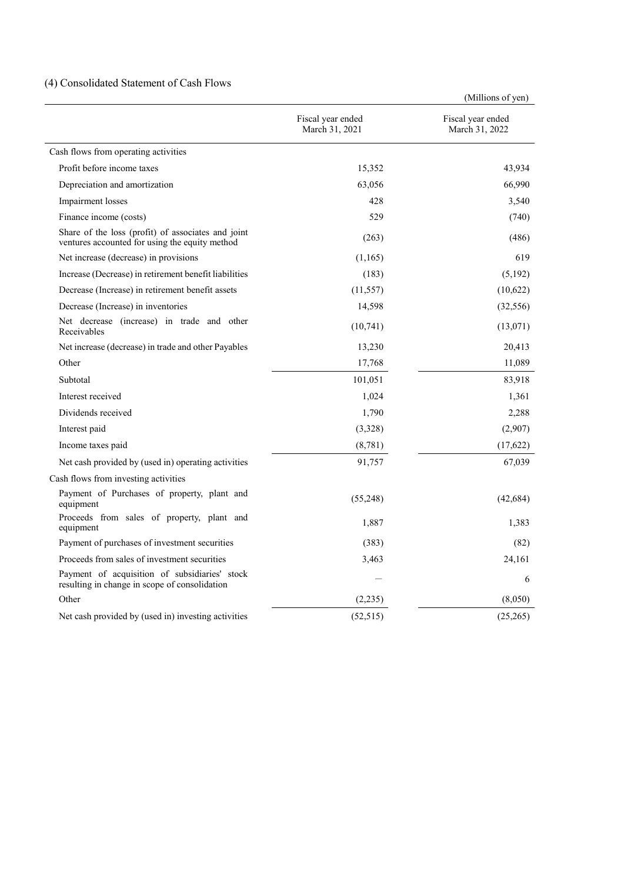## (4) Consolidated Statement of Cash Flows

(Millions of yen)

| | Fiscal year ended March 31, 2021 | Fiscal year ended March 31, 2022 |
|---|---|---|
| Cash flows from operating activities | | |
| Profit before income taxes | 15,352 | 43,934 |
| Depreciation and amortization | 63,056 | 66,990 |
| Impairment losses | 428 | 3,540 |
| Finance income (costs) | 529 | (740) |
| Share of the loss (profit) of associates and joint ventures accounted for using the equity method | (263) | (486) |
| Net increase (decrease) in provisions | (1,165) | 619 |
| Increase (Decrease) in retirement benefit liabilities | (183) | (5,192) |
| Decrease (Increase) in retirement benefit assets | (11,557) | (10,622) |
| Decrease (Increase) in inventories | 14,598 | (32,556) |
| Net decrease (increase) in trade and other Receivables | (10,741) | (13,071) |
| Net increase (decrease) in trade and other Payables | 13,230 | 20,413 |
| Other | 17,768 | 11,089 |
| Subtotal | 101,051 | 83,918 |
| Interest received | 1,024 | 1,361 |
| Dividends received | 1,790 | 2,288 |
| Interest paid | (3,328) | (2,907) |
| Income taxes paid | (8,781) | (17,622) |
| Net cash provided by (used in) operating activities | 91,757 | 67,039 |
| Cash flows from investing activities | | |
| Payment of Purchases of property, plant and equipment | (55,248) | (42,684) |
| Proceeds from sales of property, plant and equipment | 1,887 | 1,383 |
| Payment of purchases of investment securities | (383) | (82) |
| Proceeds from sales of investment securities | 3,463 | 24,161 |
| Payment of acquisition of subsidiaries' stock resulting in change in scope of consolidation | — | 6 |
| Other | (2,235) | (8,050) |
| Net cash provided by (used in) investing activities | (52,515) | (25,265) |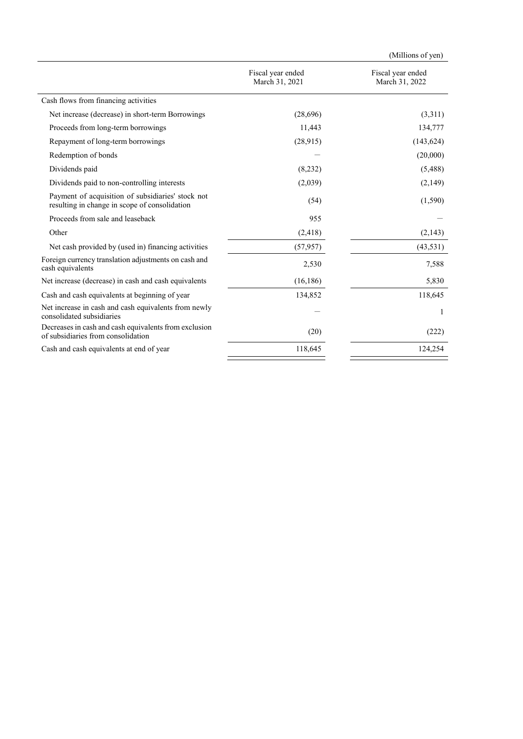(Millions of yen)

| | Fiscal year ended March 31, 2021 | Fiscal year ended March 31, 2022 |
|---|---|---|
| Cash flows from financing activities | | |
| Net increase (decrease) in short-term Borrowings | (28,696) | (3,311) |
| Proceeds from long-term borrowings | 11,443 | 134,777 |
| Repayment of long-term borrowings | (28,915) | (143,624) |
| Redemption of bonds | — | (20,000) |
| Dividends paid | (8,232) | (5,488) |
| Dividends paid to non-controlling interests | (2,039) | (2,149) |
| Payment of acquisition of subsidiaries' stock not resulting in change in scope of consolidation | (54) | (1,590) |
| Proceeds from sale and leaseback | 955 | — |
| Other | (2,418) | (2,143) |
| Net cash provided by (used in) financing activities | (57,957) | (43,531) |
| Foreign currency translation adjustments on cash and cash equivalents | 2,530 | 7,588 |
| Net increase (decrease) in cash and cash equivalents | (16,186) | 5,830 |
| Cash and cash equivalents at beginning of year | 134,852 | 118,645 |
| Net increase in cash and cash equivalents from newly consolidated subsidiaries | — | 1 |
| Decreases in cash and cash equivalents from exclusion of subsidiaries from consolidation | (20) | (222) |
| Cash and cash equivalents at end of year | 118,645 | 124,254 |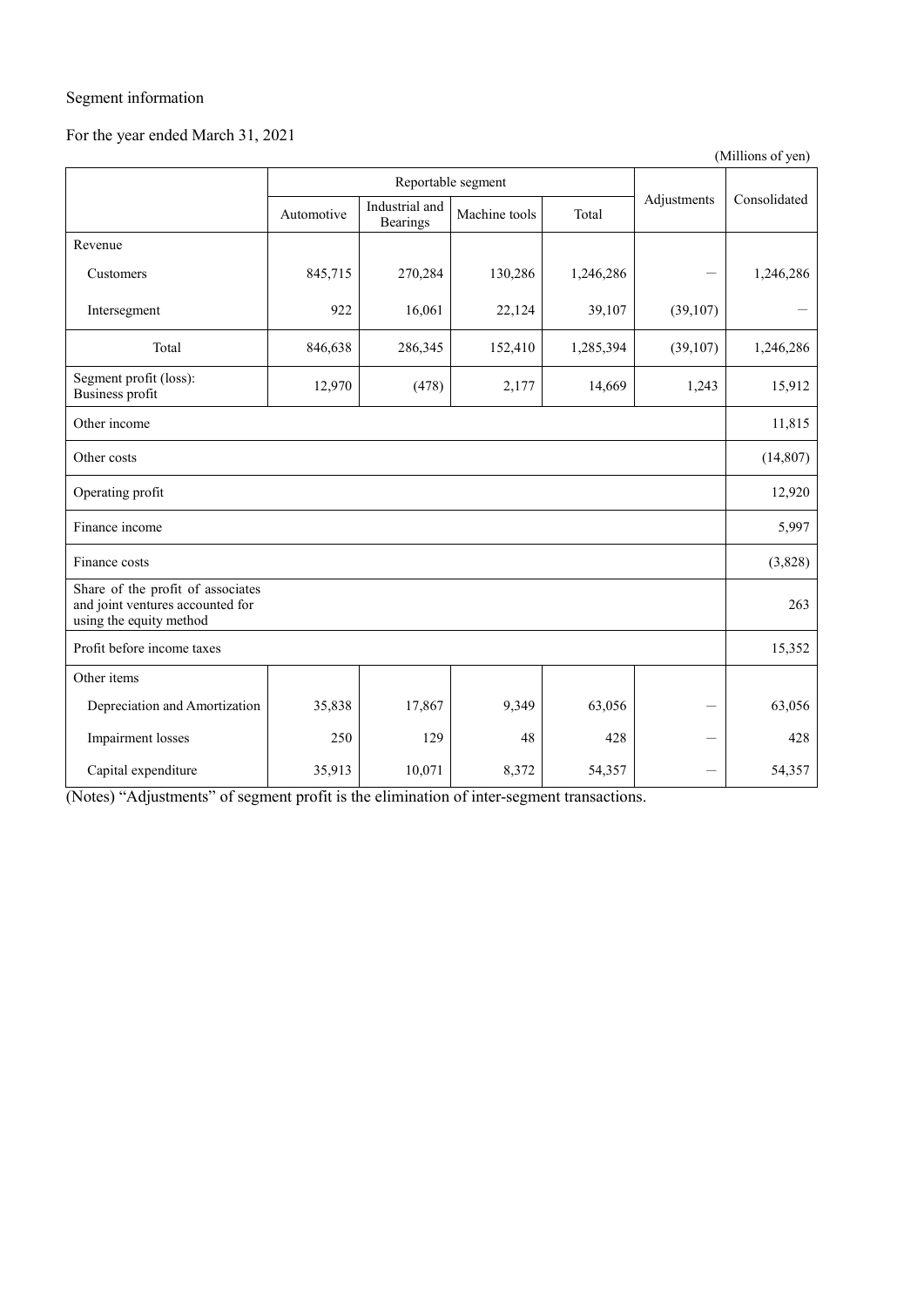Segment information

For the year ended March 31, 2021

(Millions of yen)

| | Reportable segment | | | | Adjustments | Consolidated |
|---|---|---|---|---|---|---|
| | Automotive | Industrial and Bearings | Machine tools | Total | | |
| Revenue | | | | | | |
| Customers | 845,715 | 270,284 | 130,286 | 1,246,286 | — | 1,246,286 |
| Intersegment | 922 | 16,061 | 22,124 | 39,107 | (39,107) | — |
| Total | 846,638 | 286,345 | 152,410 | 1,285,394 | (39,107) | 1,246,286 |
| Segment profit (loss): Business profit | 12,970 | (478) | 2,177 | 14,669 | 1,243 | 15,912 |
| Other income | | | | | | 11,815 |
| Other costs | | | | | | (14,807) |
| Operating profit | | | | | | 12,920 |
| Finance income | | | | | | 5,997 |
| Finance costs | | | | | | (3,828) |
| Share of the profit of associates and joint ventures accounted for using the equity method | | | | | | 263 |
| Profit before income taxes | | | | | | 15,352 |
| Other items | | | | | | |
| Depreciation and Amortization | 35,838 | 17,867 | 9,349 | 63,056 | — | 63,056 |
| Impairment losses | 250 | 129 | 48 | 428 | — | 428 |
| Capital expenditure | 35,913 | 10,071 | 8,372 | 54,357 | — | 54,357 |

(Notes) "Adjustments" of segment profit is the elimination of inter-segment transactions.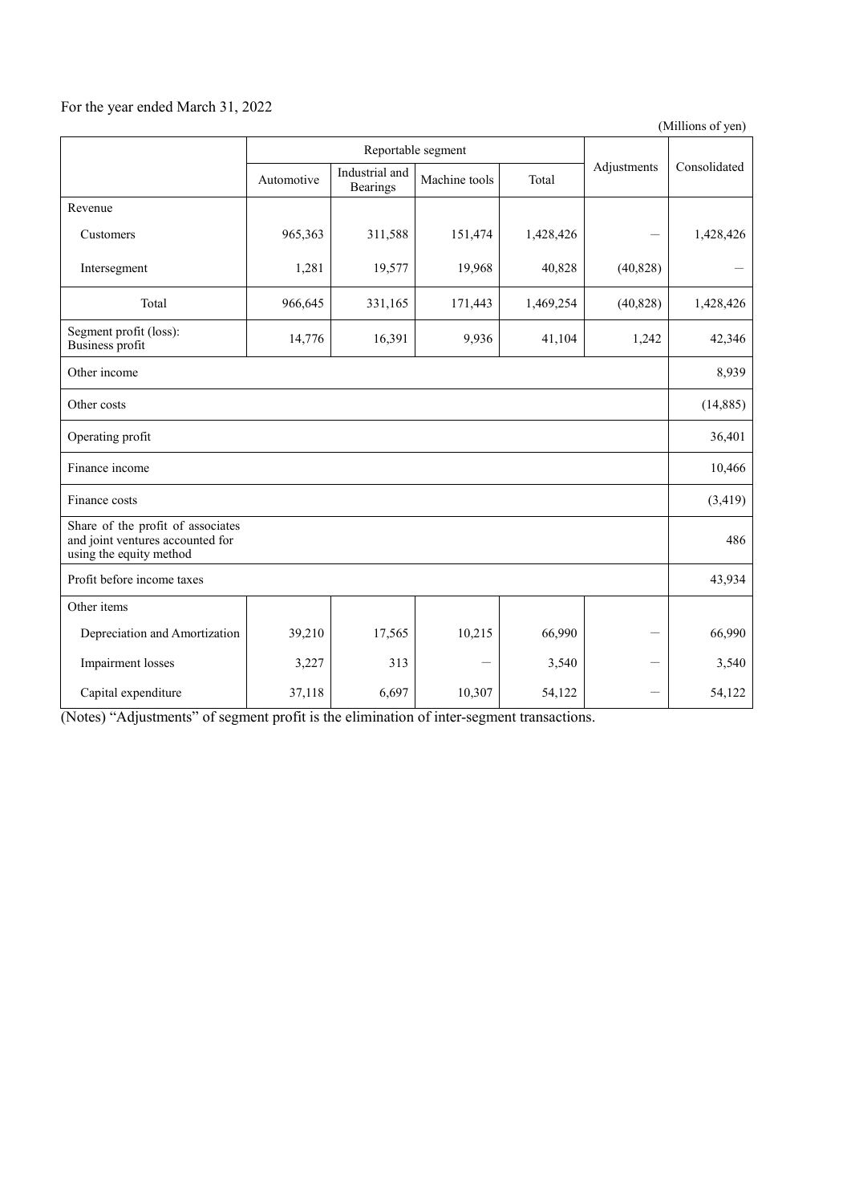For the year ended March 31, 2022

(Millions of yen)

| | Reportable segment | | | | Adjustments | Consolidated |
|---|---|---|---|---|---|---|
| | Automotive | Industrial and Bearings | Machine tools | Total | | |
| Revenue | | | | | | |
| Customers | 965,363 | 311,588 | 151,474 | 1,428,426 | — | 1,428,426 |
| Intersegment | 1,281 | 19,577 | 19,968 | 40,828 | (40,828) | — |
| Total | 966,645 | 331,165 | 171,443 | 1,469,254 | (40,828) | 1,428,426 |
| Segment profit (loss): Business profit | 14,776 | 16,391 | 9,936 | 41,104 | 1,242 | 42,346 |
| Other income | | | | | | 8,939 |
| Other costs | | | | | | (14,885) |
| Operating profit | | | | | | 36,401 |
| Finance income | | | | | | 10,466 |
| Finance costs | | | | | | (3,419) |
| Share of the profit of associates and joint ventures accounted for using the equity method | | | | | | 486 |
| Profit before income taxes | | | | | | 43,934 |
| Other items | | | | | | |
| Depreciation and Amortization | 39,210 | 17,565 | 10,215 | 66,990 | — | 66,990 |
| Impairment losses | 3,227 | 313 | — | 3,540 | — | 3,540 |
| Capital expenditure | 37,118 | 6,697 | 10,307 | 54,122 | — | 54,122 |

(Notes) “Adjustments” of segment profit is the elimination of inter-segment transactions.